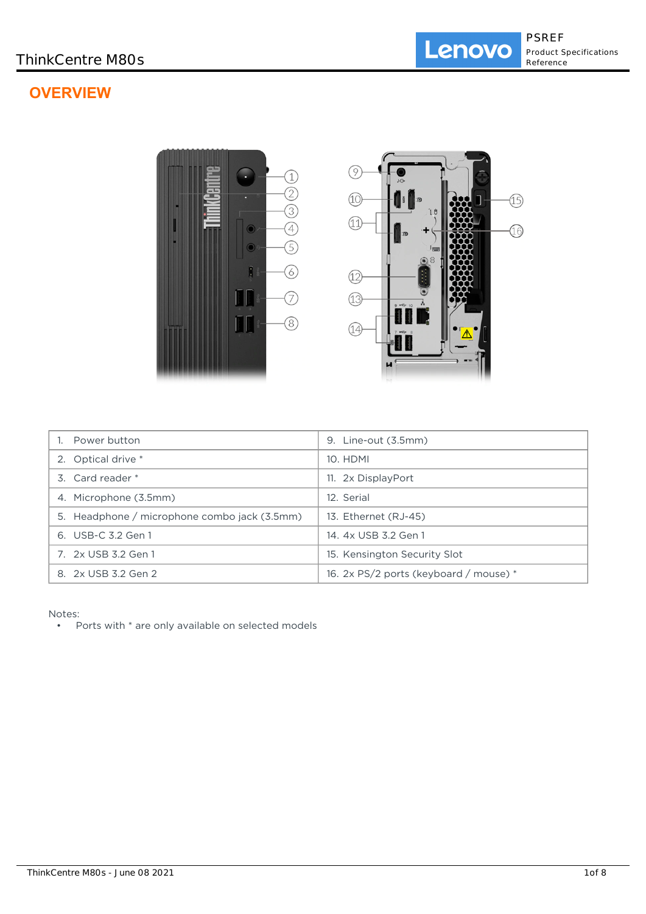# OVERVIEW

| 1. Power button | 9. Line-out (3.5mm) |
| --- | --- |
| 2. Optical drive * | 10. HDMI |
| 3. Card reader * | 11. 2x DisplayPort |
| 4. Microphone (3.5mm) | 12. Serial |
| 5. Headphone / microphone combo jack (3.5mm) | 13. Ethernet (RJ-45) |
| 6. USB-C 3.2 Gen 1 | 14. 4x USB 3.2 Gen 1 |
| 7. 2x USB 3.2 Gen 1 | 15. Kensington Security Slot |
| 8. 2x USB 3.2 Gen 2 | 16. 2x PS/2 ports (keyboard / mouse) * |

Notes:

- Ports with * are only available on selected models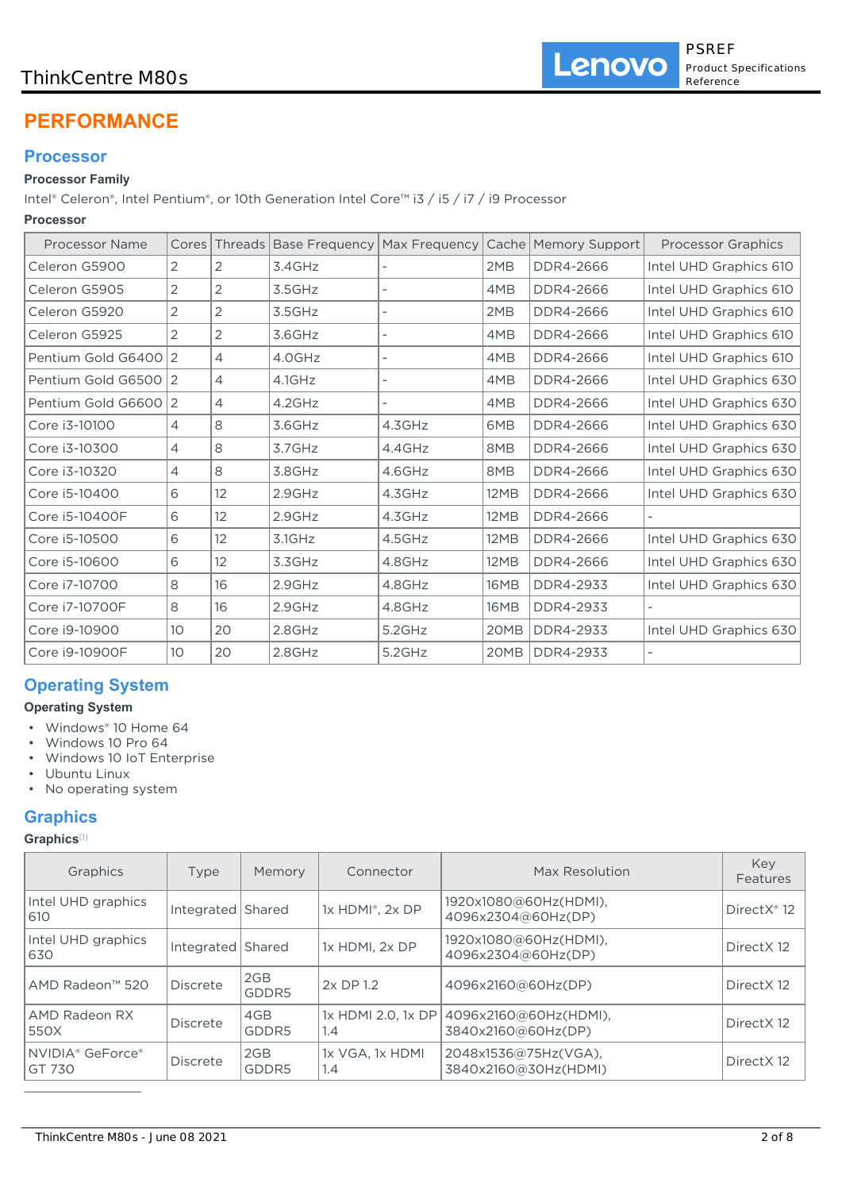# PERFORMANCE

## Processor

**Processor Family**

Intel® Celeron®, Intel Pentium®, or 10th Generation Intel Core™ i3 / i5 / i7 / i9 Processor

**Processor**

| Processor Name | Cores | Threads | Base Frequency | Max Frequency | Cache | Memory Support | Processor Graphics |
|---|---|---|---|---|---|---|---|
| Celeron G5900 | 2 | 2 | 3.4GHz | - | 2MB | DDR4-2666 | Intel UHD Graphics 610 |
| Celeron G5905 | 2 | 2 | 3.5GHz | - | 4MB | DDR4-2666 | Intel UHD Graphics 610 |
| Celeron G5920 | 2 | 2 | 3.5GHz | - | 2MB | DDR4-2666 | Intel UHD Graphics 610 |
| Celeron G5925 | 2 | 2 | 3.6GHz | - | 4MB | DDR4-2666 | Intel UHD Graphics 610 |
| Pentium Gold G6400 | 2 | 4 | 4.0GHz | - | 4MB | DDR4-2666 | Intel UHD Graphics 610 |
| Pentium Gold G6500 | 2 | 4 | 4.1GHz | - | 4MB | DDR4-2666 | Intel UHD Graphics 630 |
| Pentium Gold G6600 | 2 | 4 | 4.2GHz | - | 4MB | DDR4-2666 | Intel UHD Graphics 630 |
| Core i3-10100 | 4 | 8 | 3.6GHz | 4.3GHz | 6MB | DDR4-2666 | Intel UHD Graphics 630 |
| Core i3-10300 | 4 | 8 | 3.7GHz | 4.4GHz | 8MB | DDR4-2666 | Intel UHD Graphics 630 |
| Core i3-10320 | 4 | 8 | 3.8GHz | 4.6GHz | 8MB | DDR4-2666 | Intel UHD Graphics 630 |
| Core i5-10400 | 6 | 12 | 2.9GHz | 4.3GHz | 12MB | DDR4-2666 | Intel UHD Graphics 630 |
| Core i5-10400F | 6 | 12 | 2.9GHz | 4.3GHz | 12MB | DDR4-2666 | - |
| Core i5-10500 | 6 | 12 | 3.1GHz | 4.5GHz | 12MB | DDR4-2666 | Intel UHD Graphics 630 |
| Core i5-10600 | 6 | 12 | 3.3GHz | 4.8GHz | 12MB | DDR4-2666 | Intel UHD Graphics 630 |
| Core i7-10700 | 8 | 16 | 2.9GHz | 4.8GHz | 16MB | DDR4-2933 | Intel UHD Graphics 630 |
| Core i7-10700F | 8 | 16 | 2.9GHz | 4.8GHz | 16MB | DDR4-2933 | - |
| Core i9-10900 | 10 | 20 | 2.8GHz | 5.2GHz | 20MB | DDR4-2933 | Intel UHD Graphics 630 |
| Core i9-10900F | 10 | 20 | 2.8GHz | 5.2GHz | 20MB | DDR4-2933 | - |

## Operating System

**Operating System**

- Windows® 10 Home 64
- Windows 10 Pro 64
- Windows 10 IoT Enterprise
- Ubuntu Linux
- No operating system

## Graphics

**Graphics**[1]

| Graphics | Type | Memory | Connector | Max Resolution | Key Features |
|---|---|---|---|---|---|
| Intel UHD graphics 610 | Integrated | Shared | 1x HDMI®, 2x DP | 1920x1080@60Hz(HDMI), 4096x2304@60Hz(DP) | DirectX® 12 |
| Intel UHD graphics 630 | Integrated | Shared | 1x HDMI, 2x DP | 1920x1080@60Hz(HDMI), 4096x2304@60Hz(DP) | DirectX 12 |
| AMD Radeon™ 520 | Discrete | 2GB GDDR5 | 2x DP 1.2 | 4096x2160@60Hz(DP) | DirectX 12 |
| AMD Radeon RX 550X | Discrete | 4GB GDDR5 | 1x HDMI 2.0, 1x DP 1.4 | 4096x2160@60Hz(HDMI), 3840x2160@60Hz(DP) | DirectX 12 |
| NVIDIA® GeForce® GT 730 | Discrete | 2GB GDDR5 | 1x VGA, 1x HDMI 1.4 | 2048x1536@75Hz(VGA), 3840x2160@30Hz(HDMI) | DirectX 12 |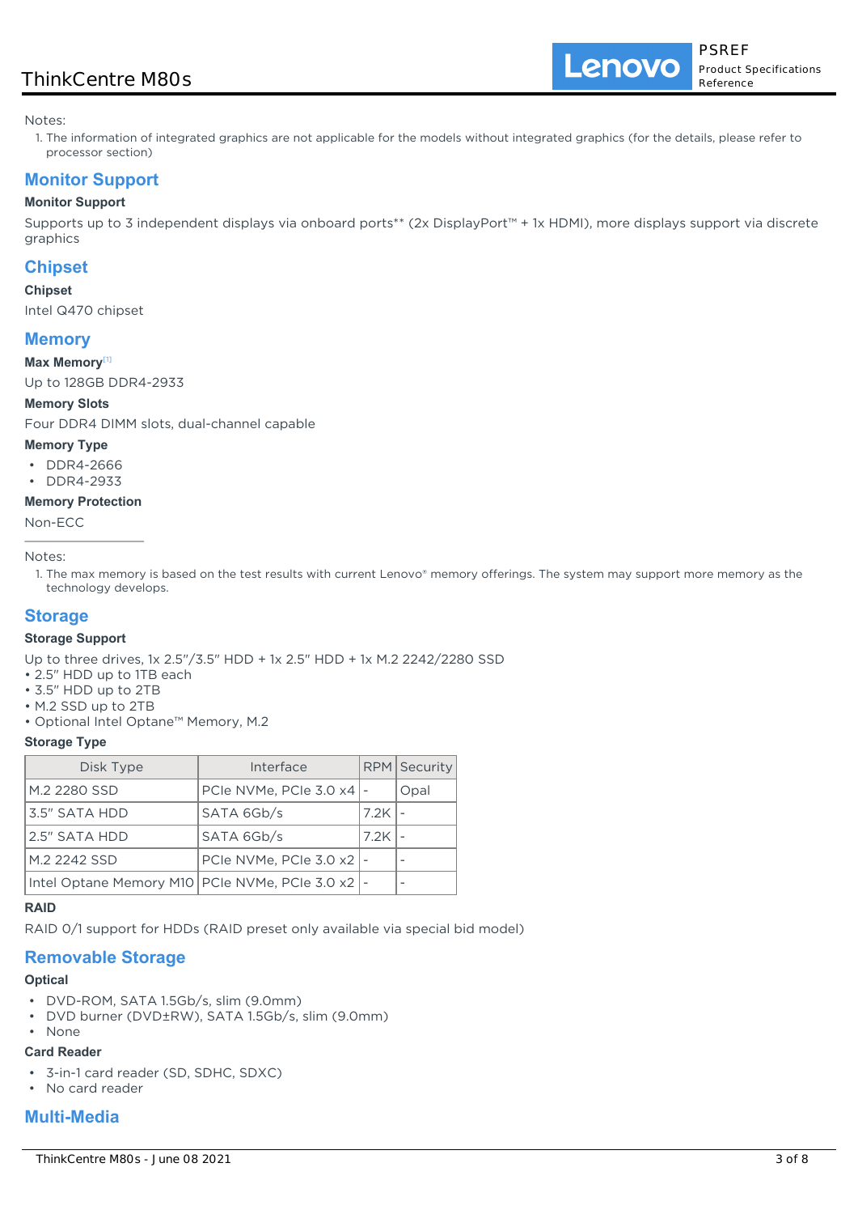Notes:

1. The information of integrated graphics are not applicable for the models without integrated graphics (for the details, please refer to processor section)

## Monitor Support

### Monitor Support

Supports up to 3 independent displays via onboard ports** (2x DisplayPort™ + 1x HDMI), more displays support via discrete graphics

## Chipset

### Chipset

Intel Q470 chipset

## Memory

### Max Memory[1]

Up to 128GB DDR4-2933

### Memory Slots

Four DDR4 DIMM slots, dual-channel capable

### Memory Type

- DDR4-2666
- DDR4-2933

### Memory Protection

Non-ECC

---

Notes:

1. The max memory is based on the test results with current Lenovo® memory offerings. The system may support more memory as the technology develops.

## Storage

### Storage Support

Up to three drives, 1x 2.5"/3.5" HDD + 1x 2.5" HDD + 1x M.2 2242/2280 SSD
• 2.5" HDD up to 1TB each
• 3.5" HDD up to 2TB
• M.2 SSD up to 2TB
• Optional Intel Optane™ Memory, M.2

### Storage Type

| Disk Type | Interface | RPM | Security |
|---|---|---|---|
| M.2 2280 SSD | PCIe NVMe, PCIe 3.0 x4 | - | Opal |
| 3.5" SATA HDD | SATA 6Gb/s | 7.2K | - |
| 2.5" SATA HDD | SATA 6Gb/s | 7.2K | - |
| M.2 2242 SSD | PCIe NVMe, PCIe 3.0 x2 | - | - |
| Intel Optane Memory M10 | PCIe NVMe, PCIe 3.0 x2 | - | - |

### RAID

RAID 0/1 support for HDDs (RAID preset only available via special bid model)

## Removable Storage

### Optical

- DVD-ROM, SATA 1.5Gb/s, slim (9.0mm)
- DVD burner (DVD±RW), SATA 1.5Gb/s, slim (9.0mm)
- None

### Card Reader

- 3-in-1 card reader (SD, SDHC, SDXC)
- No card reader

## Multi-Media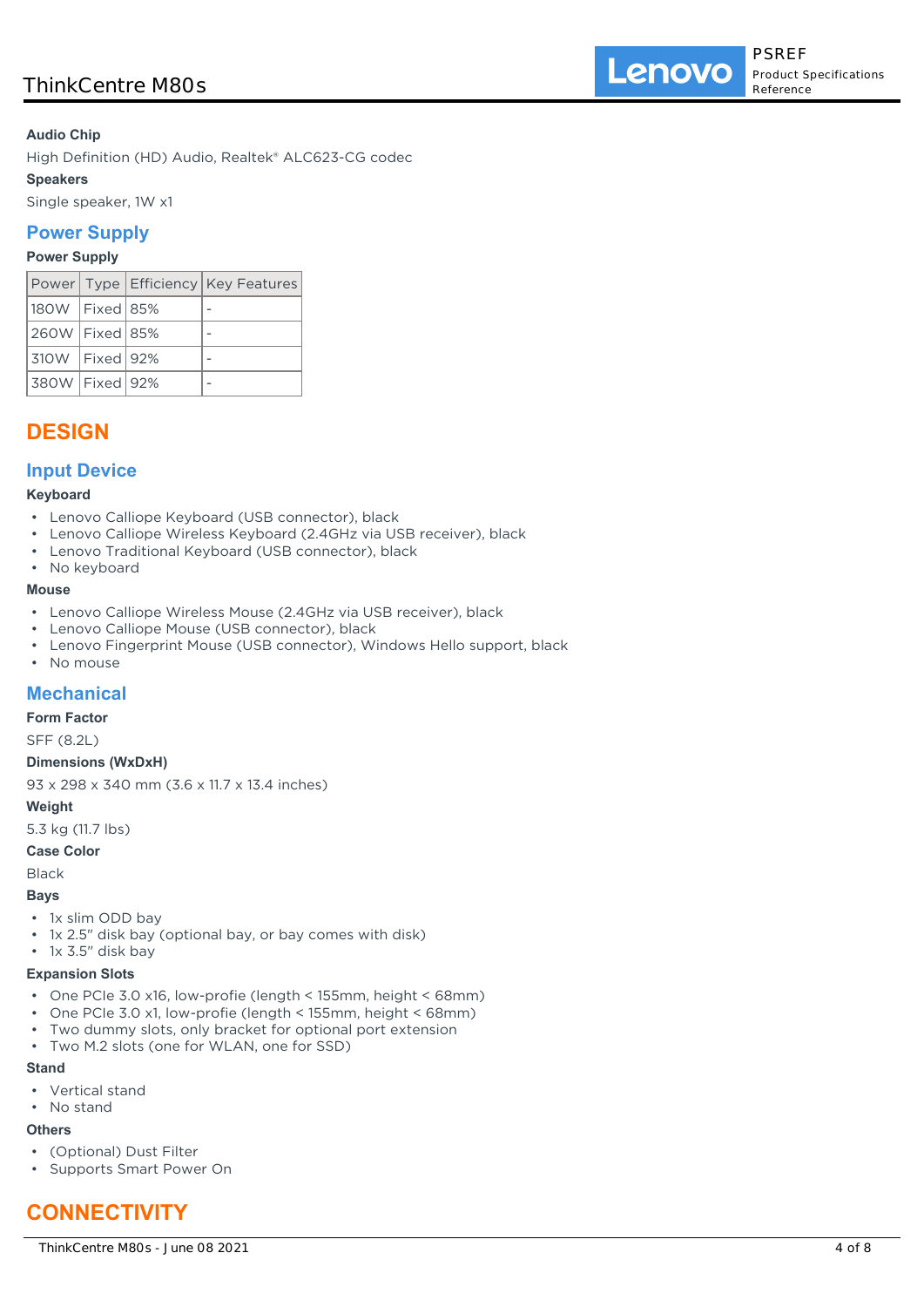**Audio Chip**

High Definition (HD) Audio, Realtek® ALC623-CG codec

**Speakers**

Single speaker, 1W x1

## Power Supply

**Power Supply**

| Power | Type | Efficiency | Key Features |
|---|---|---|---|
| 180W | Fixed | 85% | - |
| 260W | Fixed | 85% | - |
| 310W | Fixed | 92% | - |
| 380W | Fixed | 92% | - |

# DESIGN

## Input Device

**Keyboard**

- Lenovo Calliope Keyboard (USB connector), black
- Lenovo Calliope Wireless Keyboard (2.4GHz via USB receiver), black
- Lenovo Traditional Keyboard (USB connector), black
- No keyboard

**Mouse**

- Lenovo Calliope Wireless Mouse (2.4GHz via USB receiver), black
- Lenovo Calliope Mouse (USB connector), black
- Lenovo Fingerprint Mouse (USB connector), Windows Hello support, black
- No mouse

## Mechanical

**Form Factor**

SFF (8.2L)

**Dimensions (WxDxH)**

93 x 298 x 340 mm (3.6 x 11.7 x 13.4 inches)

**Weight**

5.3 kg (11.7 lbs)

**Case Color**

Black

**Bays**

- 1x slim ODD bay
- 1x 2.5" disk bay (optional bay, or bay comes with disk)
- 1x 3.5" disk bay

**Expansion Slots**

- One PCIe 3.0 x16, low-profie (length < 155mm, height < 68mm)
- One PCIe 3.0 x1, low-profie (length < 155mm, height < 68mm)
- Two dummy slots, only bracket for optional port extension
- Two M.2 slots (one for WLAN, one for SSD)

**Stand**

- Vertical stand
- No stand

**Others**

- (Optional) Dust Filter
- Supports Smart Power On

# CONNECTIVITY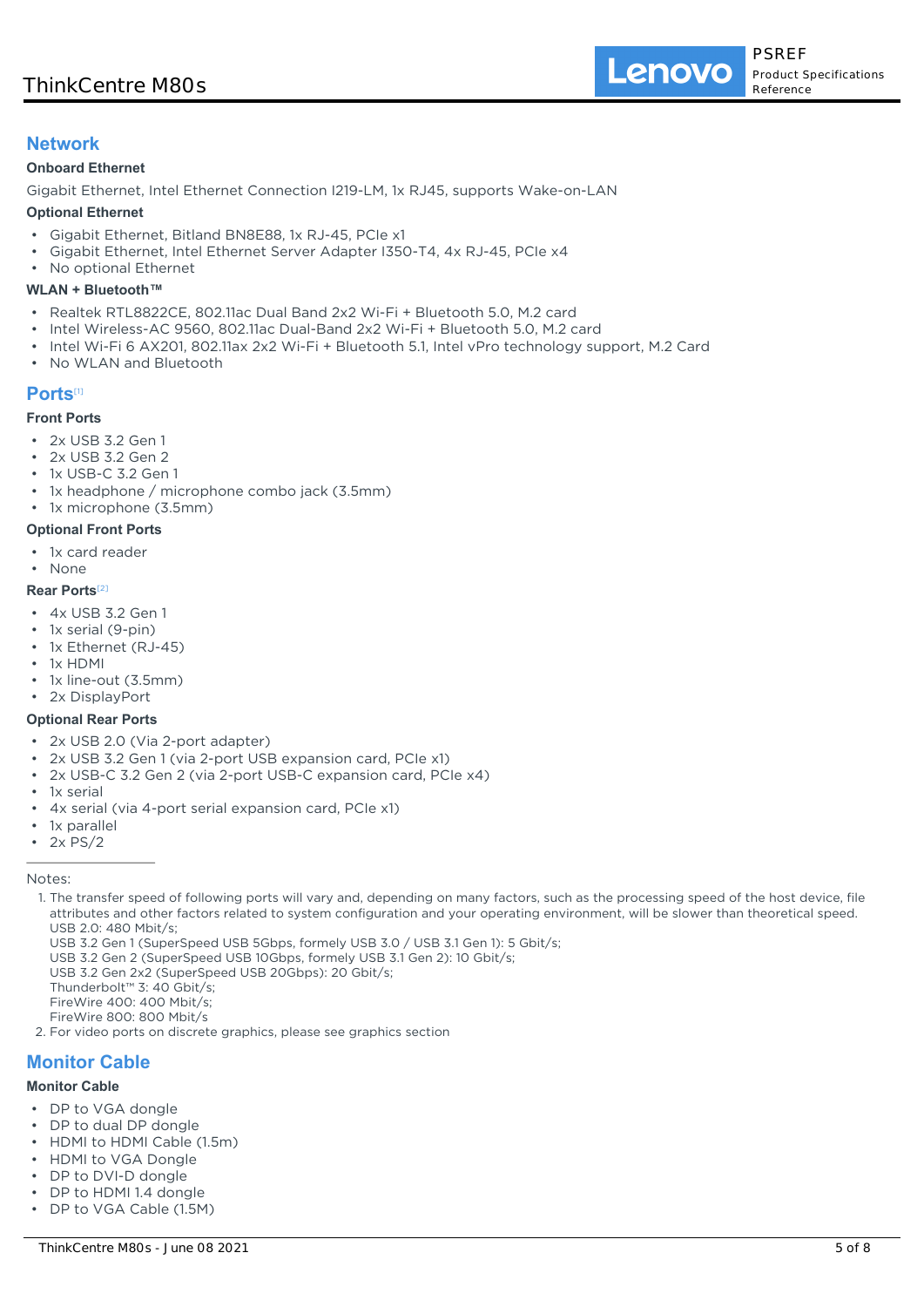## Network

### Onboard Ethernet

Gigabit Ethernet, Intel Ethernet Connection I219-LM, 1x RJ45, supports Wake-on-LAN

### Optional Ethernet

- Gigabit Ethernet, Bitland BN8E88, 1x RJ-45, PCIe x1
- Gigabit Ethernet, Intel Ethernet Server Adapter I350-T4, 4x RJ-45, PCIe x4
- No optional Ethernet

### WLAN + Bluetooth™

- Realtek RTL8822CE, 802.11ac Dual Band 2x2 Wi-Fi + Bluetooth 5.0, M.2 card
- Intel Wireless-AC 9560, 802.11ac Dual-Band 2x2 Wi-Fi + Bluetooth 5.0, M.2 card
- Intel Wi-Fi 6 AX201, 802.11ax 2x2 Wi-Fi + Bluetooth 5.1, Intel vPro technology support, M.2 Card
- No WLAN and Bluetooth

## Ports[1]

### Front Ports

- 2x USB 3.2 Gen 1
- 2x USB 3.2 Gen 2
- 1x USB-C 3.2 Gen 1
- 1x headphone / microphone combo jack (3.5mm)
- 1x microphone (3.5mm)

### Optional Front Ports

- 1x card reader
- None

### Rear Ports[2]

- 4x USB 3.2 Gen 1
- 1x serial (9-pin)
- 1x Ethernet (RJ-45)
- 1x HDMI
- 1x line-out (3.5mm)
- 2x DisplayPort

### Optional Rear Ports

- 2x USB 2.0 (Via 2-port adapter)
- 2x USB 3.2 Gen 1 (via 2-port USB expansion card, PCIe x1)
- 2x USB-C 3.2 Gen 2 (via 2-port USB-C expansion card, PCIe x4)
- 1x serial
- 4x serial (via 4-port serial expansion card, PCIe x1)
- 1x parallel
- 2x PS/2

Notes:

1. The transfer speed of following ports will vary and, depending on many factors, such as the processing speed of the host device, file attributes and other factors related to system configuration and your operating environment, will be slower than theoretical speed.
   USB 2.0: 480 Mbit/s;
   USB 3.2 Gen 1 (SuperSpeed USB 5Gbps, formely USB 3.0 / USB 3.1 Gen 1): 5 Gbit/s;
   USB 3.2 Gen 2 (SuperSpeed USB 10Gbps, formely USB 3.1 Gen 2): 10 Gbit/s;
   USB 3.2 Gen 2x2 (SuperSpeed USB 20Gbps): 20 Gbit/s;
   Thunderbolt™ 3: 40 Gbit/s;
   FireWire 400: 400 Mbit/s;
   FireWire 800: 800 Mbit/s
2. For video ports on discrete graphics, please see graphics section

## Monitor Cable

### Monitor Cable

- DP to VGA dongle
- DP to dual DP dongle
- HDMI to HDMI Cable (1.5m)
- HDMI to VGA Dongle
- DP to DVI-D dongle
- DP to HDMI 1.4 dongle
- DP to VGA Cable (1.5M)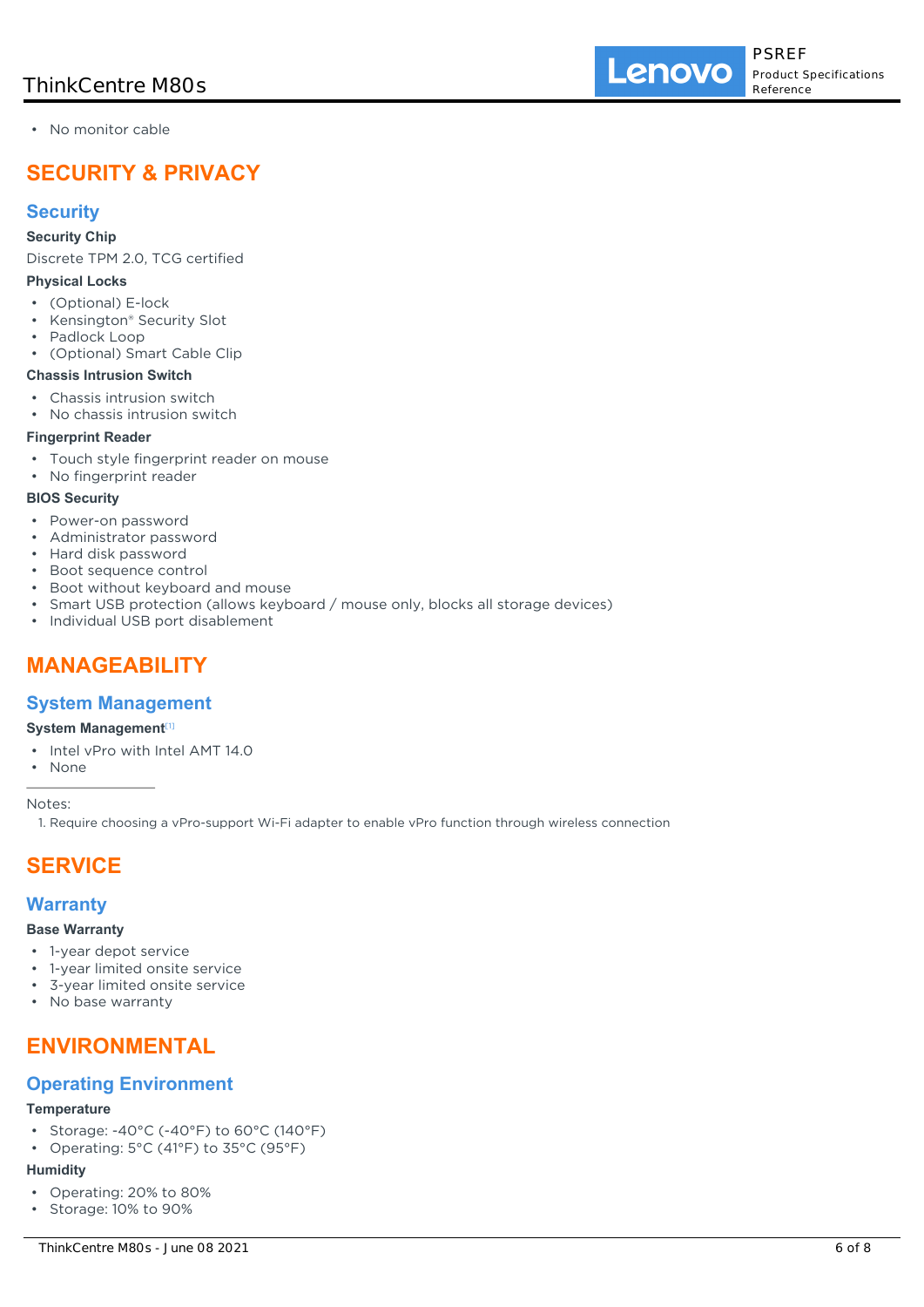- No monitor cable

# SECURITY & PRIVACY

## Security

### Security Chip

Discrete TPM 2.0, TCG certified

### Physical Locks

- (Optional) E-lock
- Kensington® Security Slot
- Padlock Loop
- (Optional) Smart Cable Clip

### Chassis Intrusion Switch

- Chassis intrusion switch
- No chassis intrusion switch

### Fingerprint Reader

- Touch style fingerprint reader on mouse
- No fingerprint reader

### BIOS Security

- Power-on password
- Administrator password
- Hard disk password
- Boot sequence control
- Boot without keyboard and mouse
- Smart USB protection (allows keyboard / mouse only, blocks all storage devices)
- Individual USB port disablement

# MANAGEABILITY

## System Management

### System Management[1]

- Intel vPro with Intel AMT 14.0
- None

Notes:

1. Require choosing a vPro-support Wi-Fi adapter to enable vPro function through wireless connection

# SERVICE

## Warranty

### Base Warranty

- 1-year depot service
- 1-year limited onsite service
- 3-year limited onsite service
- No base warranty

# ENVIRONMENTAL

## Operating Environment

### Temperature

- Storage: -40°C (-40°F) to 60°C (140°F)
- Operating: 5°C (41°F) to 35°C (95°F)

### Humidity

- Operating: 20% to 80%
- Storage: 10% to 90%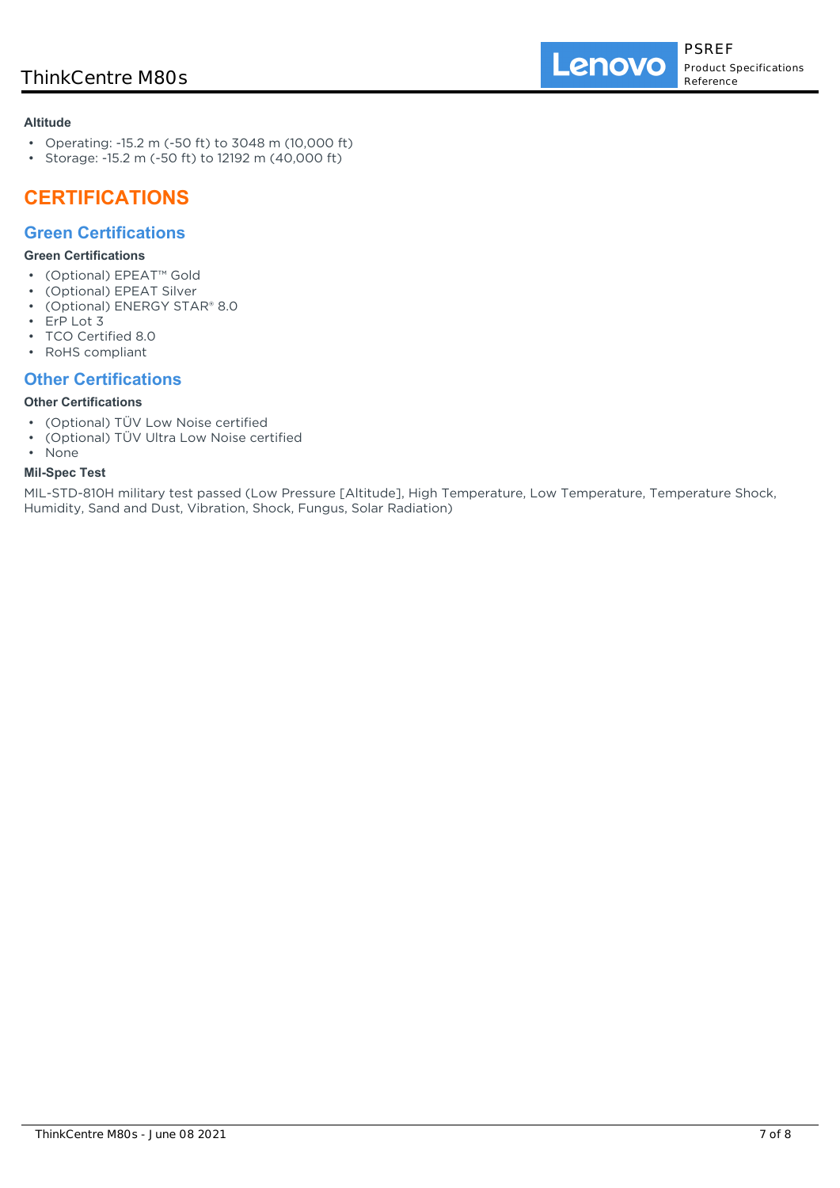**Altitude**

- Operating: -15.2 m (-50 ft) to 3048 m (10,000 ft)
- Storage: -15.2 m (-50 ft) to 12192 m (40,000 ft)

# CERTIFICATIONS

## Green Certifications

**Green Certifications**

- (Optional) EPEAT™ Gold
- (Optional) EPEAT Silver
- (Optional) ENERGY STAR® 8.0
- ErP Lot 3
- TCO Certified 8.0
- RoHS compliant

## Other Certifications

**Other Certifications**

- (Optional) TÜV Low Noise certified
- (Optional) TÜV Ultra Low Noise certified
- None

**Mil-Spec Test**

MIL-STD-810H military test passed (Low Pressure [Altitude], High Temperature, Low Temperature, Temperature Shock, Humidity, Sand and Dust, Vibration, Shock, Fungus, Solar Radiation)